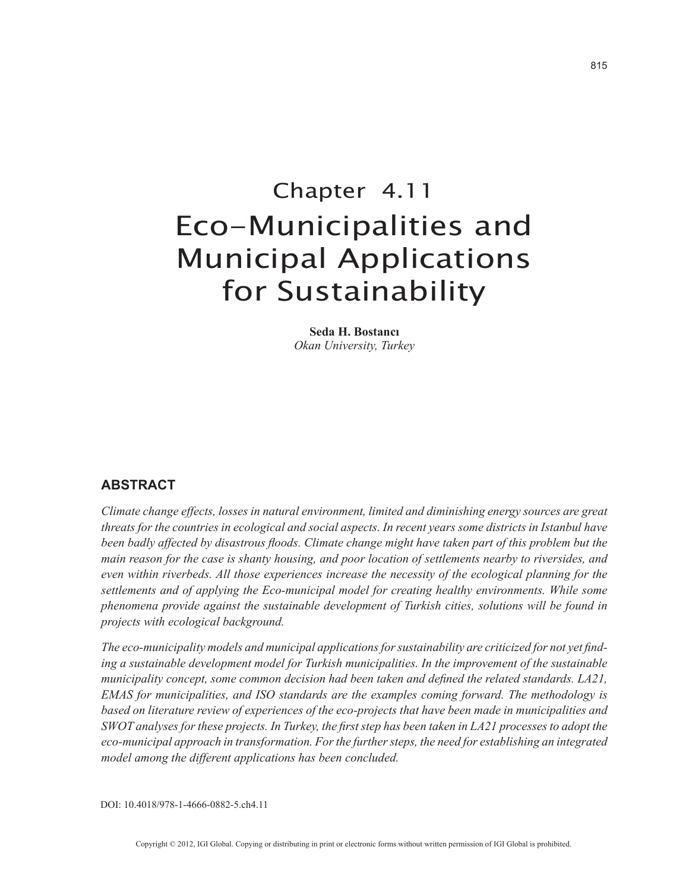# Chapter 4.11
# Eco-Municipalities and Municipal Applications for Sustainability

**Seda H. Bostancı**
*Okan University, Turkey*

## ABSTRACT

*Climate change effects, losses in natural environment, limited and diminishing energy sources are great threats for the countries in ecological and social aspects. In recent years some districts in Istanbul have been badly affected by disastrous floods. Climate change might have taken part of this problem but the main reason for the case is shanty housing, and poor location of settlements nearby to riversides, and even within riverbeds. All those experiences increase the necessity of the ecological planning for the settlements and of applying the Eco-municipal model for creating healthy environments. While some phenomena provide against the sustainable development of Turkish cities, solutions will be found in projects with ecological background.*

*The eco-municipality models and municipal applications for sustainability are criticized for not yet finding a sustainable development model for Turkish municipalities. In the improvement of the sustainable municipality concept, some common decision had been taken and defined the related standards. LA21, EMAS for municipalities, and ISO standards are the examples coming forward. The methodology is based on literature review of experiences of the eco-projects that have been made in municipalities and SWOT analyses for these projects. In Turkey, the first step has been taken in LA21 processes to adopt the eco-municipal approach in transformation. For the further steps, the need for establishing an integrated model among the different applications has been concluded.*

DOI: 10.4018/978-1-4666-0882-5.ch4.11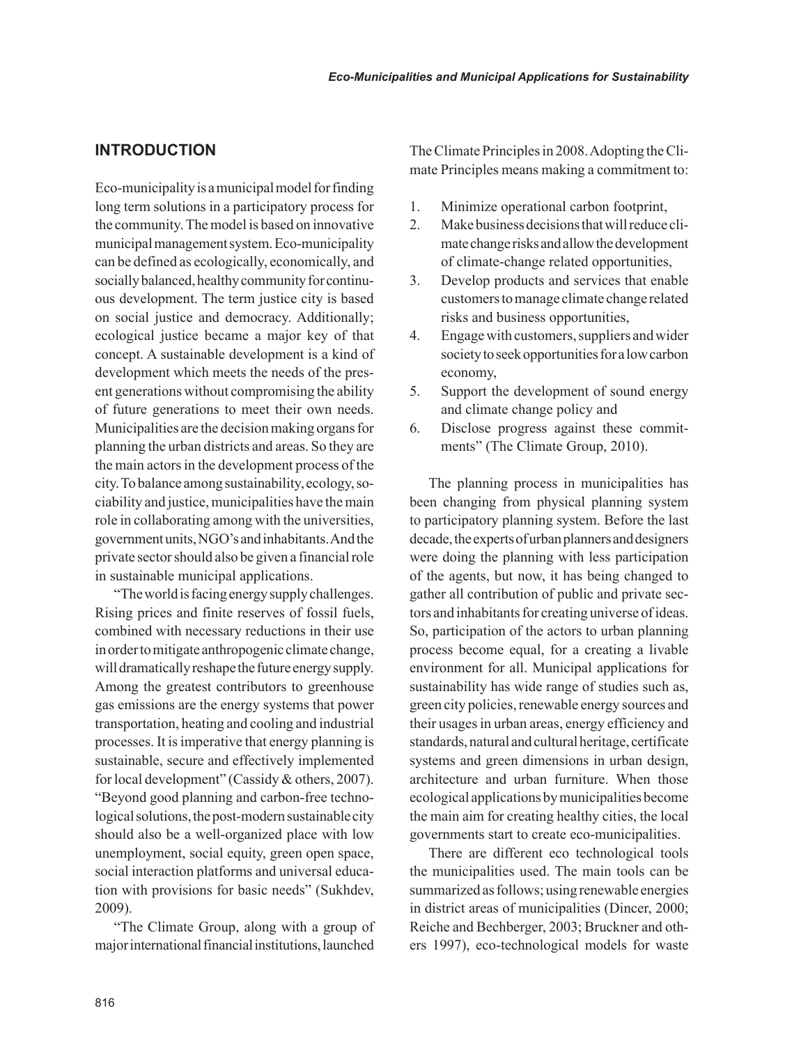## INTRODUCTION

Eco-municipality is a municipal model for finding long term solutions in a participatory process for the community. The model is based on innovative municipal management system. Eco-municipality can be defined as ecologically, economically, and socially balanced, healthy community for continuous development. The term justice city is based on social justice and democracy. Additionally; ecological justice became a major key of that concept. A sustainable development is a kind of development which meets the needs of the present generations without compromising the ability of future generations to meet their own needs. Municipalities are the decision making organs for planning the urban districts and areas. So they are the main actors in the development process of the city. To balance among sustainability, ecology, sociability and justice, municipalities have the main role in collaborating among with the universities, government units, NGO's and inhabitants. And the private sector should also be given a financial role in sustainable municipal applications.

"The world is facing energy supply challenges. Rising prices and finite reserves of fossil fuels, combined with necessary reductions in their use in order to mitigate anthropogenic climate change, will dramatically reshape the future energy supply. Among the greatest contributors to greenhouse gas emissions are the energy systems that power transportation, heating and cooling and industrial processes. It is imperative that energy planning is sustainable, secure and effectively implemented for local development" (Cassidy & others, 2007). "Beyond good planning and carbon-free technological solutions, the post-modern sustainable city should also be a well-organized place with low unemployment, social equity, green open space, social interaction platforms and universal education with provisions for basic needs" (Sukhdev, 2009).

"The Climate Group, along with a group of major international financial institutions, launched The Climate Principles in 2008. Adopting the Climate Principles means making a commitment to:

1. Minimize operational carbon footprint,
2. Make business decisions that will reduce climate change risks and allow the development of climate-change related opportunities,
3. Develop products and services that enable customers to manage climate change related risks and business opportunities,
4. Engage with customers, suppliers and wider society to seek opportunities for a low carbon economy,
5. Support the development of sound energy and climate change policy and
6. Disclose progress against these commitments" (The Climate Group, 2010).

The planning process in municipalities has been changing from physical planning system to participatory planning system. Before the last decade, the experts of urban planners and designers were doing the planning with less participation of the agents, but now, it has being changed to gather all contribution of public and private sectors and inhabitants for creating universe of ideas. So, participation of the actors to urban planning process become equal, for a creating a livable environment for all. Municipal applications for sustainability has wide range of studies such as, green city policies, renewable energy sources and their usages in urban areas, energy efficiency and standards, natural and cultural heritage, certificate systems and green dimensions in urban design, architecture and urban furniture. When those ecological applications by municipalities become the main aim for creating healthy cities, the local governments start to create eco-municipalities.

There are different eco technological tools the municipalities used. The main tools can be summarized as follows; using renewable energies in district areas of municipalities (Dincer, 2000; Reiche and Bechberger, 2003; Bruckner and others 1997), eco-technological models for waste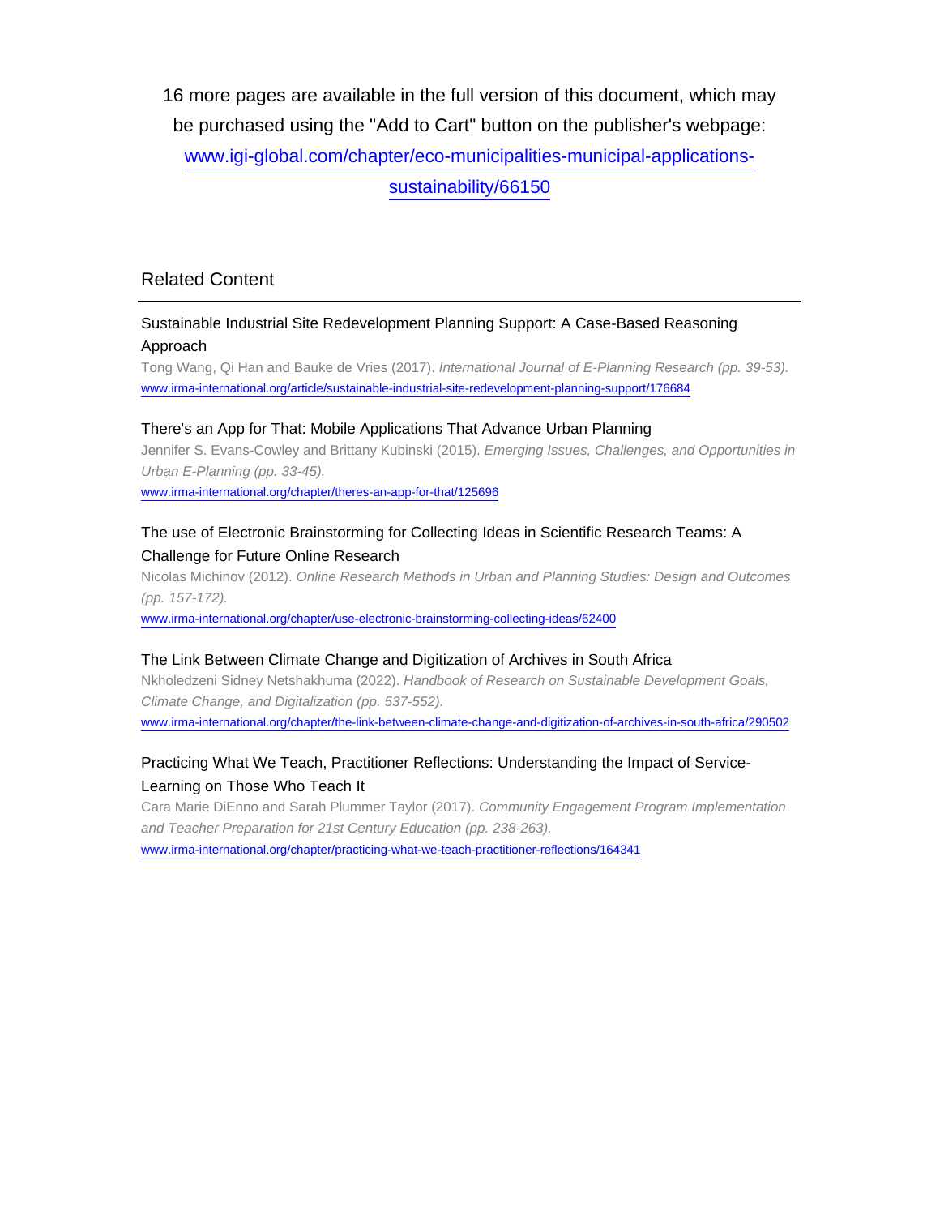16 more pages are available in the full version of this document, which may be purchased using the "Add to Cart" button on the publisher's webpage: [www.igi-global.com/chapter/eco-municipalities-municipal-applications-sustainability/66150](www.igi-global.com/chapter/eco-municipalities-municipal-applications-sustainability/66150)

## Related Content

Sustainable Industrial Site Redevelopment Planning Support: A Case-Based Reasoning Approach
Tong Wang, Qi Han and Bauke de Vries (2017). *International Journal of E-Planning Research (pp. 39-53).*
[www.irma-international.org/article/sustainable-industrial-site-redevelopment-planning-support/176684](www.irma-international.org/article/sustainable-industrial-site-redevelopment-planning-support/176684)

There's an App for That: Mobile Applications That Advance Urban Planning
Jennifer S. Evans-Cowley and Brittany Kubinski (2015). *Emerging Issues, Challenges, and Opportunities in Urban E-Planning (pp. 33-45).*
[www.irma-international.org/chapter/theres-an-app-for-that/125696](www.irma-international.org/chapter/theres-an-app-for-that/125696)

The use of Electronic Brainstorming for Collecting Ideas in Scientific Research Teams: A Challenge for Future Online Research
Nicolas Michinov (2012). *Online Research Methods in Urban and Planning Studies: Design and Outcomes (pp. 157-172).*
[www.irma-international.org/chapter/use-electronic-brainstorming-collecting-ideas/62400](www.irma-international.org/chapter/use-electronic-brainstorming-collecting-ideas/62400)

The Link Between Climate Change and Digitization of Archives in South Africa
Nkholedzeni Sidney Netshakhuma (2022). *Handbook of Research on Sustainable Development Goals, Climate Change, and Digitalization (pp. 537-552).*
[www.irma-international.org/chapter/the-link-between-climate-change-and-digitization-of-archives-in-south-africa/290502](www.irma-international.org/chapter/the-link-between-climate-change-and-digitization-of-archives-in-south-africa/290502)

Practicing What We Teach, Practitioner Reflections: Understanding the Impact of Service-Learning on Those Who Teach It
Cara Marie DiEnno and Sarah Plummer Taylor (2017). *Community Engagement Program Implementation and Teacher Preparation for 21st Century Education (pp. 238-263).*
[www.irma-international.org/chapter/practicing-what-we-teach-practitioner-reflections/164341](www.irma-international.org/chapter/practicing-what-we-teach-practitioner-reflections/164341)